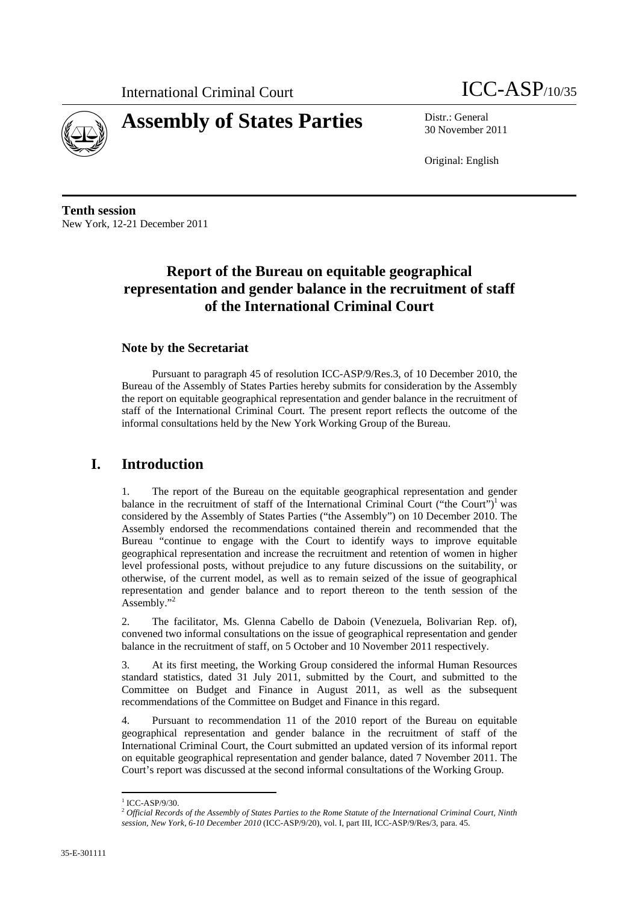International Criminal Court ICC-ASP/10/35

# Assembly of States Parties

Distr.: General
30 November 2011

Original: English

**Tenth session**
New York, 12-21 December 2011

# Report of the Bureau on equitable geographical representation and gender balance in the recruitment of staff of the International Criminal Court

### Note by the Secretariat

Pursuant to paragraph 45 of resolution ICC-ASP/9/Res.3, of 10 December 2010, the Bureau of the Assembly of States Parties hereby submits for consideration by the Assembly the report on equitable geographical representation and gender balance in the recruitment of staff of the International Criminal Court. The present report reflects the outcome of the informal consultations held by the New York Working Group of the Bureau.

## I. Introduction

1. The report of the Bureau on the equitable geographical representation and gender balance in the recruitment of staff of the International Criminal Court ("the Court")[1] was considered by the Assembly of States Parties ("the Assembly") on 10 December 2010. The Assembly endorsed the recommendations contained therein and recommended that the Bureau "continue to engage with the Court to identify ways to improve equitable geographical representation and increase the recruitment and retention of women in higher level professional posts, without prejudice to any future discussions on the suitability, or otherwise, of the current model, as well as to remain seized of the issue of geographical representation and gender balance and to report thereon to the tenth session of the Assembly."[2]

2. The facilitator, Ms. Glenna Cabello de Daboin (Venezuela, Bolivarian Rep. of), convened two informal consultations on the issue of geographical representation and gender balance in the recruitment of staff, on 5 October and 10 November 2011 respectively.

3. At its first meeting, the Working Group considered the informal Human Resources standard statistics, dated 31 July 2011, submitted by the Court, and submitted to the Committee on Budget and Finance in August 2011, as well as the subsequent recommendations of the Committee on Budget and Finance in this regard.

4. Pursuant to recommendation 11 of the 2010 report of the Bureau on equitable geographical representation and gender balance in the recruitment of staff of the International Criminal Court, the Court submitted an updated version of its informal report on equitable geographical representation and gender balance, dated 7 November 2011. The Court's report was discussed at the second informal consultations of the Working Group.

[1] ICC-ASP/9/30.
[2] *Official Records of the Assembly of States Parties to the Rome Statute of the International Criminal Court, Ninth session, New York, 6-10 December 2010* (ICC-ASP/9/20), vol. I, part III, ICC-ASP/9/Res/3, para. 45.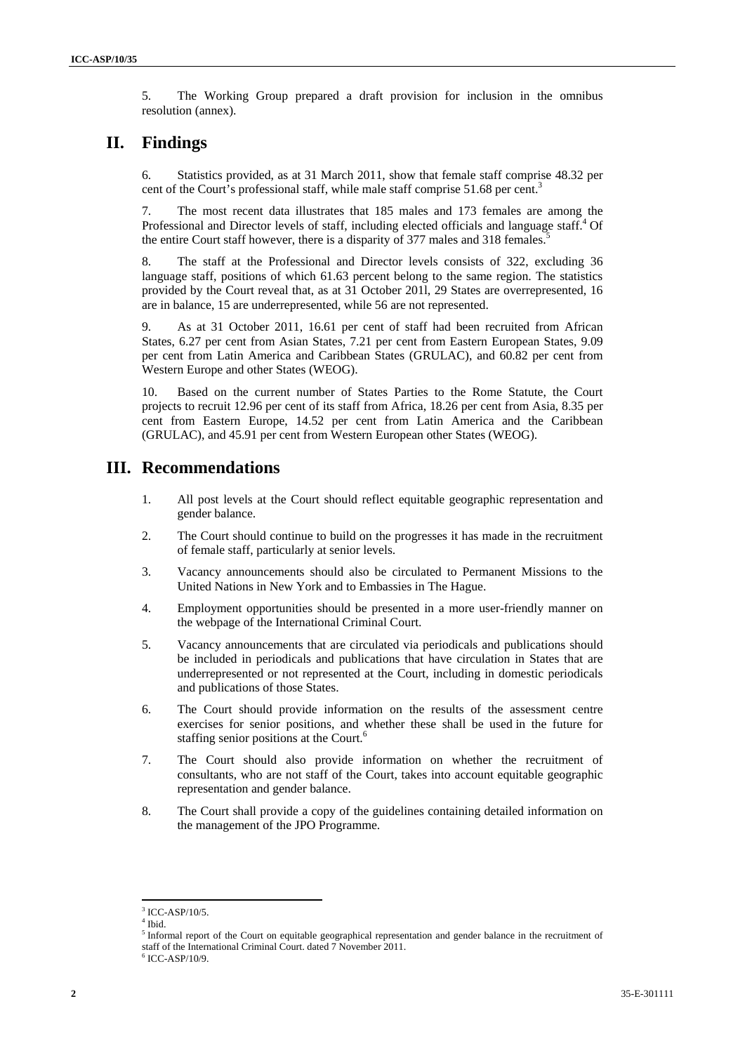5. The Working Group prepared a draft provision for inclusion in the omnibus resolution (annex).

## II. Findings

6. Statistics provided, as at 31 March 2011, show that female staff comprise 48.32 per cent of the Court's professional staff, while male staff comprise 51.68 per cent.[3]

7. The most recent data illustrates that 185 males and 173 females are among the Professional and Director levels of staff, including elected officials and language staff.[4] Of the entire Court staff however, there is a disparity of 377 males and 318 females.[5]

8. The staff at the Professional and Director levels consists of 322, excluding 36 language staff, positions of which 61.63 percent belong to the same region. The statistics provided by the Court reveal that, as at 31 October 201l, 29 States are overrepresented, 16 are in balance, 15 are underrepresented, while 56 are not represented.

9. As at 31 October 2011, 16.61 per cent of staff had been recruited from African States, 6.27 per cent from Asian States, 7.21 per cent from Eastern European States, 9.09 per cent from Latin America and Caribbean States (GRULAC), and 60.82 per cent from Western Europe and other States (WEOG).

10. Based on the current number of States Parties to the Rome Statute, the Court projects to recruit 12.96 per cent of its staff from Africa, 18.26 per cent from Asia, 8.35 per cent from Eastern Europe, 14.52 per cent from Latin America and the Caribbean (GRULAC), and 45.91 per cent from Western European other States (WEOG).

## III. Recommendations

1. All post levels at the Court should reflect equitable geographic representation and gender balance.
2. The Court should continue to build on the progresses it has made in the recruitment of female staff, particularly at senior levels.
3. Vacancy announcements should also be circulated to Permanent Missions to the United Nations in New York and to Embassies in The Hague.
4. Employment opportunities should be presented in a more user-friendly manner on the webpage of the International Criminal Court.
5. Vacancy announcements that are circulated via periodicals and publications should be included in periodicals and publications that have circulation in States that are underrepresented or not represented at the Court, including in domestic periodicals and publications of those States.
6. The Court should provide information on the results of the assessment centre exercises for senior positions, and whether these shall be used in the future for staffing senior positions at the Court.[6]
7. The Court should also provide information on whether the recruitment of consultants, who are not staff of the Court, takes into account equitable geographic representation and gender balance.
8. The Court shall provide a copy of the guidelines containing detailed information on the management of the JPO Programme.

---

[3] ICC-ASP/10/5.
[4] Ibid.
[5] Informal report of the Court on equitable geographical representation and gender balance in the recruitment of staff of the International Criminal Court. dated 7 November 2011.
[6] ICC-ASP/10/9.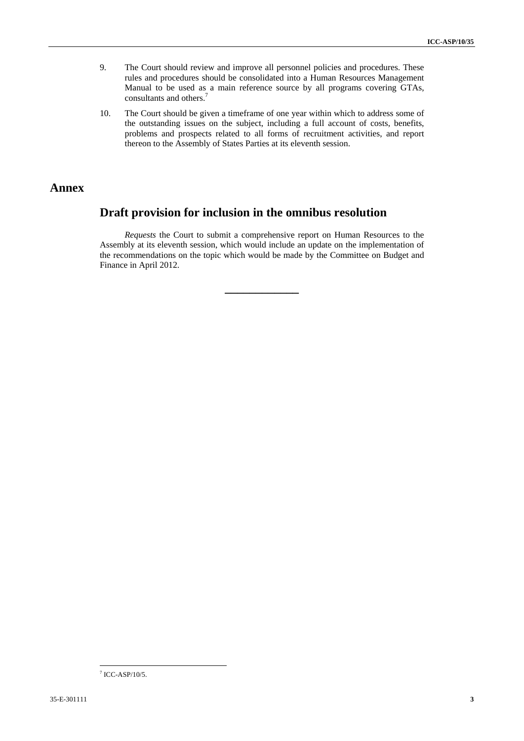9. The Court should review and improve all personnel policies and procedures. These rules and procedures should be consolidated into a Human Resources Management Manual to be used as a main reference source by all programs covering GTAs, consultants and others.[7]

10. The Court should be given a timeframe of one year within which to address some of the outstanding issues on the subject, including a full account of costs, benefits, problems and prospects related to all forms of recruitment activities, and report thereon to the Assembly of States Parties at its eleventh session.

# Annex

## Draft provision for inclusion in the omnibus resolution

*Requests* the Court to submit a comprehensive report on Human Resources to the Assembly at its eleventh session, which would include an update on the implementation of the recommendations on the topic which would be made by the Committee on Budget and Finance in April 2012.

---

[7] ICC-ASP/10/5.